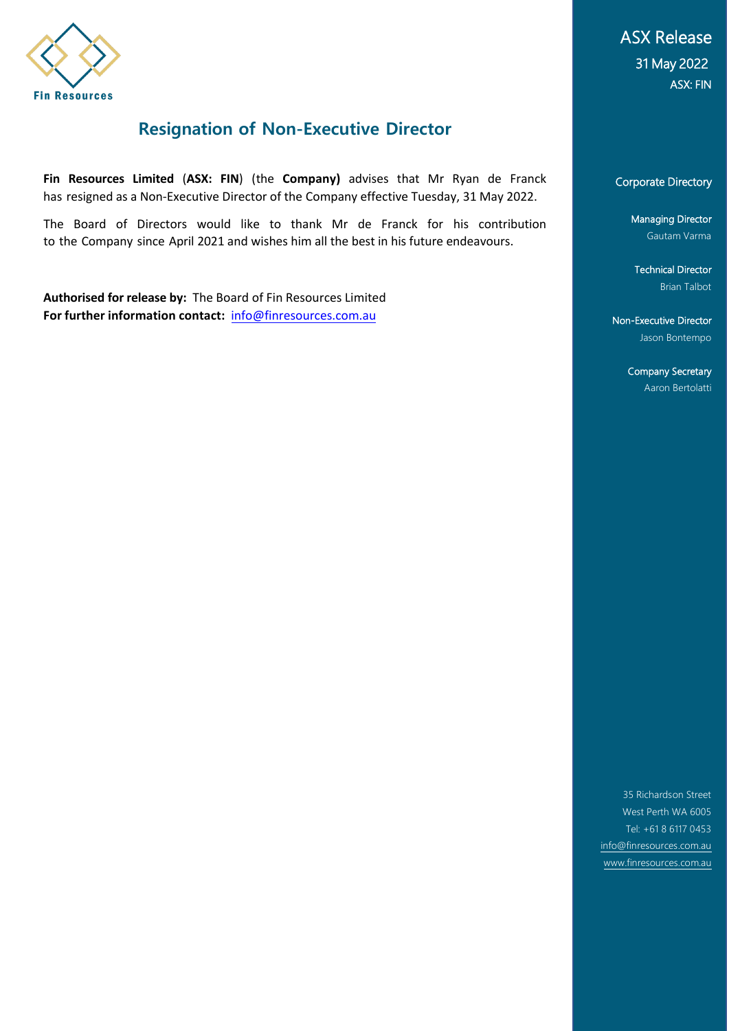Fin Resources

ASX Release
31 May 2022
ASX: FIN

# Resignation of Non-Executive Director

**Fin Resources Limited** (**ASX: FIN**) (the **Company)** advises that Mr Ryan de Franck has resigned as a Non-Executive Director of the Company effective Tuesday, 31 May 2022.

The Board of Directors would like to thank Mr de Franck for his contribution to the Company since April 2021 and wishes him all the best in his future endeavours.

**Authorised for release by:** The Board of Fin Resources Limited
**For further information contact:** info@finresources.com.au

Corporate Directory

Managing Director
Gautam Varma

Technical Director
Brian Talbot

Non-Executive Director
Jason Bontempo

Company Secretary
Aaron Bertolatti

35 Richardson Street
West Perth WA 6005
Tel: +61 8 6117 0453
info@finresources.com.au
www.finresources.com.au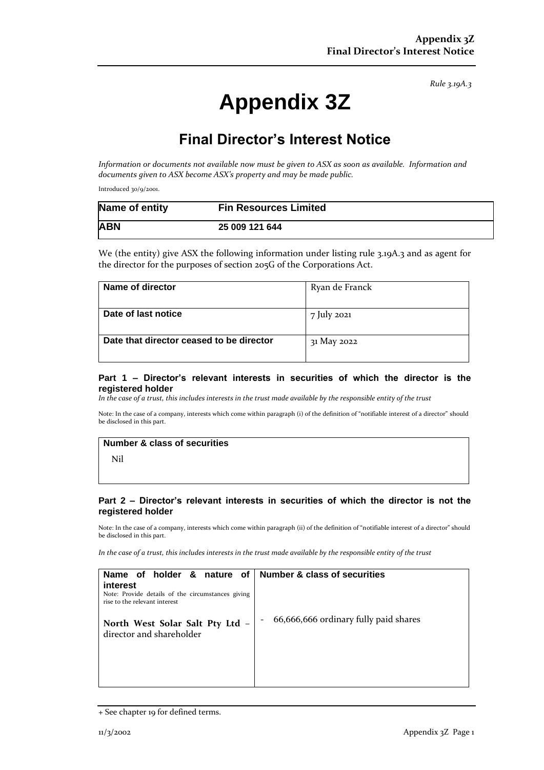*Rule 3.19A.3*

# Appendix 3Z

## Final Director's Interest Notice

*Information or documents not available now must be given to ASX as soon as available. Information and documents given to ASX become ASX's property and may be made public.*

Introduced 30/9/2001.

| **Name of entity** | **Fin Resources Limited** |
|---|---|
| **ABN** | **25 009 121 644** |

We (the entity) give ASX the following information under listing rule 3.19A.3 and as agent for the director for the purposes of section 205G of the Corporations Act.

| | |
|---|---|
| **Name of director** | Ryan de Franck |
| **Date of last notice** | 7 July 2021 |
| **Date that director ceased to be director** | 31 May 2022 |

### Part 1 – Director's relevant interests in securities of which the director is the registered holder

*In the case of a trust, this includes interests in the trust made available by the responsible entity of the trust*

Note: In the case of a company, interests which come within paragraph (i) of the definition of "notifiable interest of a director" should be disclosed in this part.

| **Number & class of securities** |
|---|
| Nil |

### Part 2 – Director's relevant interests in securities of which the director is not the registered holder

Note: In the case of a company, interests which come within paragraph (ii) of the definition of "notifiable interest of a director" should be disclosed in this part.

*In the case of a trust, this includes interests in the trust made available by the responsible entity of the trust*

| **Name of holder & nature of interest**<br>Note: Provide details of the circumstances giving rise to the relevant interest | **Number & class of securities** |
|---|---|
| **North West Solar Salt Pty Ltd** – director and shareholder | - 66,666,666 ordinary fully paid shares |

+ See chapter 19 for defined terms.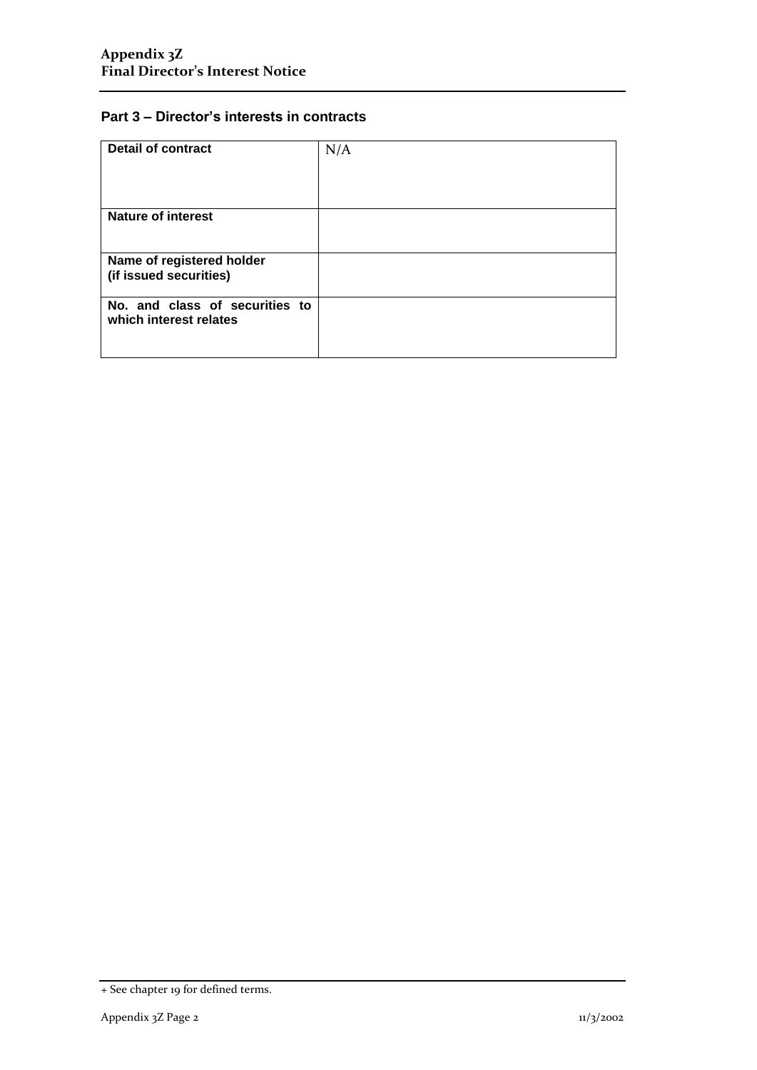## Part 3 – Director's interests in contracts

| | |
|---|---|
| **Detail of contract** | N/A |
| **Nature of interest** | |
| **Name of registered holder (if issued securities)** | |
| **No. and class of securities to which interest relates** | |

+ See chapter 19 for defined terms.